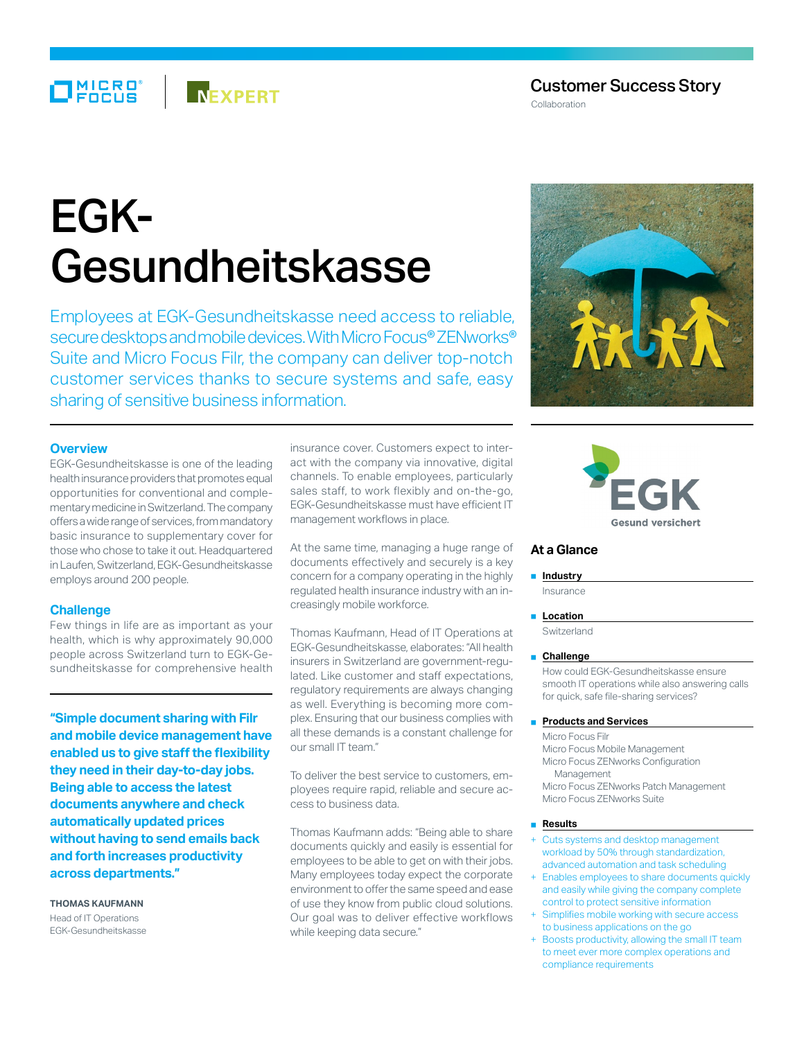Customer Success Story

Collaboration

# EGK-Gesundheitskasse

Employees at EGK-Gesundheitskasse need access to reliable, secure desktops and mobile devices. With Micro Focus® ZENworks® Suite and Micro Focus Filr, the company can deliver top-notch customer services thanks to secure systems and safe, easy sharing of sensitive business information.

## Overview

EGK-Gesundheitskasse is one of the leading health insurance providers that promotes equal opportunities for conventional and complementary medicine in Switzerland. The company offers a wide range of services, from mandatory basic insurance to supplementary cover for those who chose to take it out. Headquartered in Laufen, Switzerland, EGK-Gesundheitskasse employs around 200 people.

## Challenge

Few things in life are as important as your health, which is why approximately 90,000 people across Switzerland turn to EGK-Gesundheitskasse for comprehensive health insurance cover. Customers expect to interact with the company via innovative, digital channels. To enable employees, particularly sales staff, to work flexibly and on-the-go, EGK-Gesundheitskasse must have efficient IT management workflows in place.

At the same time, managing a huge range of documents effectively and securely is a key concern for a company operating in the highly regulated health insurance industry with an increasingly mobile workforce.

Thomas Kaufmann, Head of IT Operations at EGK-Gesundheitskasse, elaborates: "All health insurers in Switzerland are government-regulated. Like customer and staff expectations, regulatory requirements are always changing as well. Everything is becoming more complex. Ensuring that our business complies with all these demands is a constant challenge for our small IT team."

To deliver the best service to customers, employees require rapid, reliable and secure access to business data.

Thomas Kaufmann adds: "Being able to share documents quickly and easily is essential for employees to be able to get on with their jobs. Many employees today expect the corporate environment to offer the same speed and ease of use they know from public cloud solutions. Our goal was to deliver effective workflows while keeping data secure."

**"Simple document sharing with Filr and mobile device management have enabled us to give staff the flexibility they need in their day-to-day jobs. Being able to access the latest documents anywhere and check automatically updated prices without having to send emails back and forth increases productivity across departments."**

**THOMAS KAUFMANN**
Head of IT Operations
EGK-Gesundheitskasse

## At a Glance

**Industry**

Insurance

**Location**

Switzerland

**Challenge**

How could EGK-Gesundheitskasse ensure smooth IT operations while also answering calls for quick, safe file-sharing services?

**Products and Services**

Micro Focus Filr
Micro Focus Mobile Management
Micro Focus ZENworks Configuration Management
Micro Focus ZENworks Patch Management
Micro Focus ZENworks Suite

**Results**

+ Cuts systems and desktop management workload by 50% through standardization, advanced automation and task scheduling
+ Enables employees to share documents quickly and easily while giving the company complete control to protect sensitive information
+ Simplifies mobile working with secure access to business applications on the go
+ Boosts productivity, allowing the small IT team to meet ever more complex operations and compliance requirements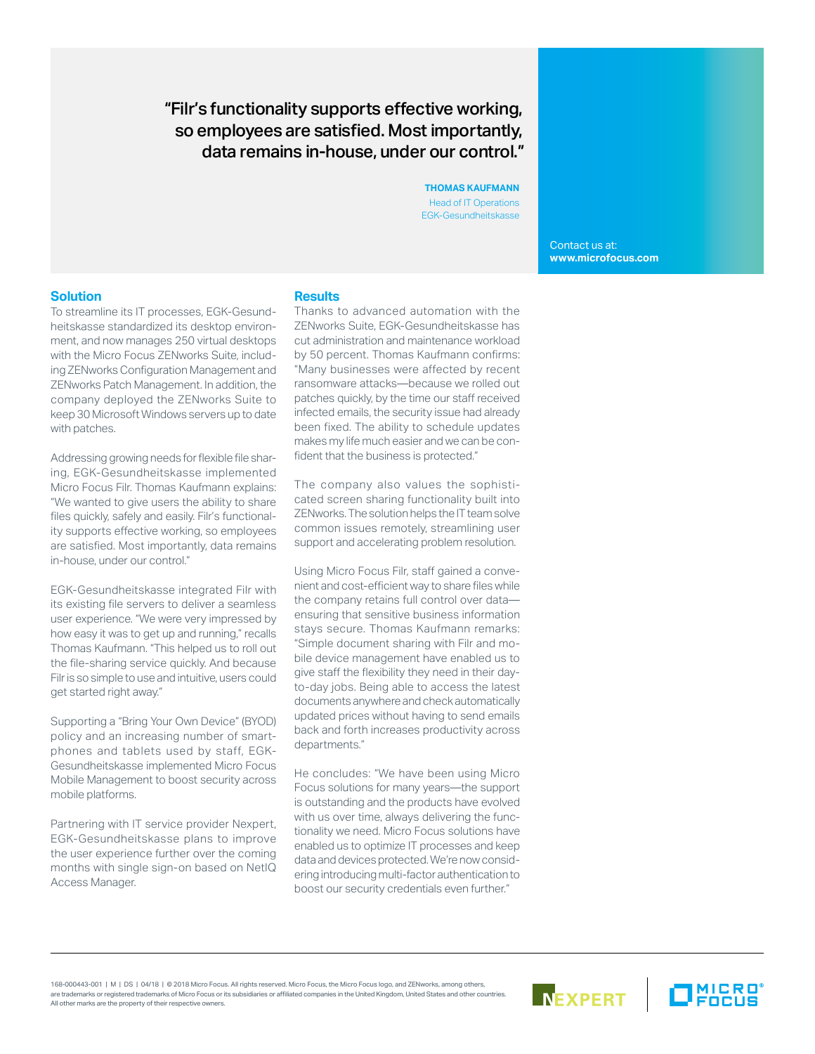> "Filr's functionality supports effective working, so employees are satisfied. Most importantly, data remains in-house, under our control."

**THOMAS KAUFMANN**
Head of IT Operations
EGK-Gesundheitskasse

Contact us at:
**www.microfocus.com**

## Solution

To streamline its IT processes, EGK-Gesundheitskasse standardized its desktop environment, and now manages 250 virtual desktops with the Micro Focus ZENworks Suite, including ZENworks Configuration Management and ZENworks Patch Management. In addition, the company deployed the ZENworks Suite to keep 30 Microsoft Windows servers up to date with patches.

Addressing growing needs for flexible file sharing, EGK-Gesundheitskasse implemented Micro Focus Filr. Thomas Kaufmann explains: "We wanted to give users the ability to share files quickly, safely and easily. Filr's functionality supports effective working, so employees are satisfied. Most importantly, data remains in-house, under our control."

EGK-Gesundheitskasse integrated Filr with its existing file servers to deliver a seamless user experience. "We were very impressed by how easy it was to get up and running," recalls Thomas Kaufmann. "This helped us to roll out the file-sharing service quickly. And because Filr is so simple to use and intuitive, users could get started right away."

Supporting a "Bring Your Own Device" (BYOD) policy and an increasing number of smartphones and tablets used by staff, EGK-Gesundheitskasse implemented Micro Focus Mobile Management to boost security across mobile platforms.

Partnering with IT service provider Nexpert, EGK-Gesundheitskasse plans to improve the user experience further over the coming months with single sign-on based on NetIQ Access Manager.

## Results

Thanks to advanced automation with the ZENworks Suite, EGK-Gesundheitskasse has cut administration and maintenance workload by 50 percent. Thomas Kaufmann confirms: "Many businesses were affected by recent ransomware attacks—because we rolled out patches quickly, by the time our staff received infected emails, the security issue had already been fixed. The ability to schedule updates makes my life much easier and we can be confident that the business is protected."

The company also values the sophisticated screen sharing functionality built into ZENworks. The solution helps the IT team solve common issues remotely, streamlining user support and accelerating problem resolution.

Using Micro Focus Filr, staff gained a convenient and cost-efficient way to share files while the company retains full control over data—ensuring that sensitive business information stays secure. Thomas Kaufmann remarks: "Simple document sharing with Filr and mobile device management have enabled us to give staff the flexibility they need in their day-to-day jobs. Being able to access the latest documents anywhere and check automatically updated prices without having to send emails back and forth increases productivity across departments."

He concludes: "We have been using Micro Focus solutions for many years—the support is outstanding and the products have evolved with us over time, always delivering the functionality we need. Micro Focus solutions have enabled us to optimize IT processes and keep data and devices protected. We're now considering introducing multi-factor authentication to boost our security credentials even further."

168-000443-001 | M | DS | 04/18 | © 2018 Micro Focus. All rights reserved. Micro Focus, the Micro Focus logo, and ZENworks, among others, are trademarks or registered trademarks of Micro Focus or its subsidiaries or affiliated companies in the United Kingdom, United States and other countries. All other marks are the property of their respective owners.

NEXPERT | MICRO FOCUS